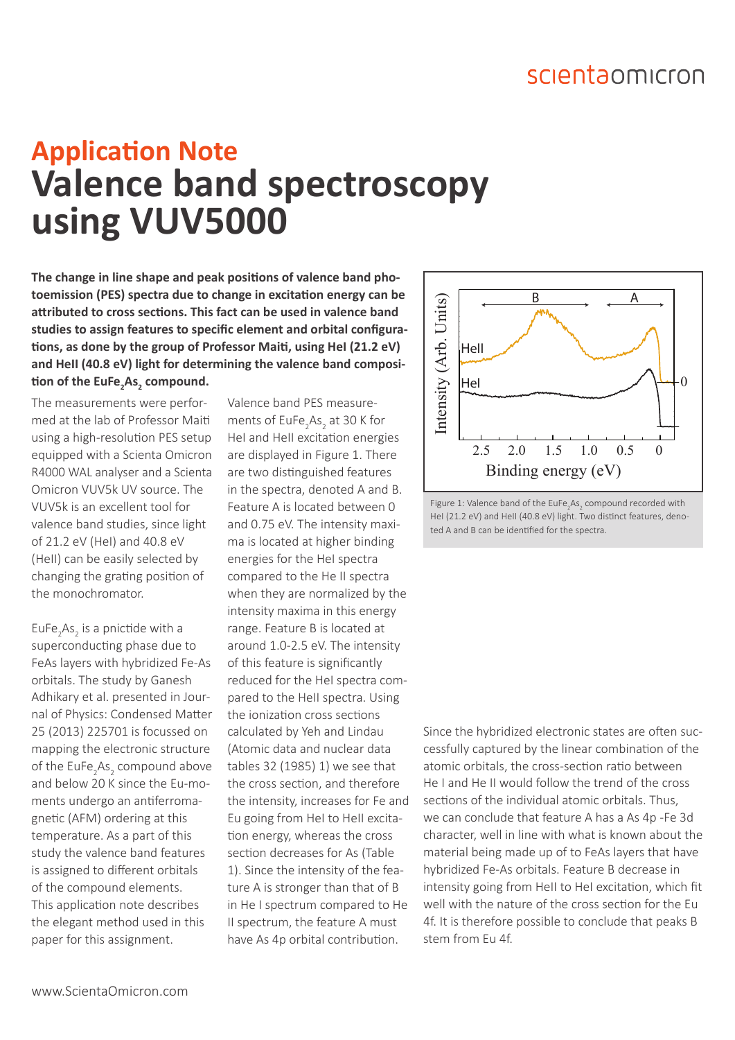# Application Note

# Valence band spectroscopy using VUV5000

**The change in line shape and peak positions of valence band photoemission (PES) spectra due to change in excitation energy can be attributed to cross sections. This fact can be used in valence band studies to assign features to specific element and orbital configurations, as done by the group of Professor Maiti, using HeI (21.2 eV) and HeII (40.8 eV) light for determining the valence band composition of the $EuFe_2As_2$ compound.**

The measurements were performed at the lab of Professor Maiti using a high-resolution PES setup equipped with a Scienta Omicron R4000 WAL analyser and a Scienta Omicron VUV5k UV source. The VUV5k is an excellent tool for valence band studies, since light of 21.2 eV (HeI) and 40.8 eV (HeII) can be easily selected by changing the grating position of the monochromator.

$EuFe_2As_2$ is a pnictide with a superconducting phase due to FeAs layers with hybridized Fe-As orbitals. The study by Ganesh Adhikary et al. presented in Journal of Physics: Condensed Matter 25 (2013) 225701 is focussed on mapping the electronic structure of the $EuFe_2As_2$ compound above and below 20 K since the Eu-moments undergo an antiferromagnetic (AFM) ordering at this temperature. As a part of this study the valence band features is assigned to different orbitals of the compound elements. This application note describes the elegant method used in this paper for this assignment.

Valence band PES measurements of $EuFe_2As_2$ at 30 K for HeI and HeII excitation energies are displayed in Figure 1. There are two distinguished features in the spectra, denoted A and B. Feature A is located between 0 and 0.75 eV. The intensity maxima is located at higher binding energies for the HeI spectra compared to the He II spectra when they are normalized by the intensity maxima in this energy range. Feature B is located at around 1.0-2.5 eV. The intensity of this feature is significantly reduced for the HeI spectra compared to the HeII spectra. Using the ionization cross sections calculated by Yeh and Lindau (Atomic data and nuclear data tables 32 (1985) 1) we see that the cross section, and therefore the intensity, increases for Fe and Eu going from HeI to HeII excitation energy, whereas the cross section decreases for As (Table 1). Since the intensity of the feature A is stronger than that of B in He I spectrum compared to He II spectrum, the feature A must have As 4p orbital contribution.

Figure 1: Valence band of the $EuFe_2As_2$ compound recorded with HeI (21.2 eV) and HeII (40.8 eV) light. Two distinct features, denoted A and B can be identified for the spectra.

Since the hybridized electronic states are often successfully captured by the linear combination of the atomic orbitals, the cross-section ratio between He I and He II would follow the trend of the cross sections of the individual atomic orbitals. Thus, we can conclude that feature A has a As 4p -Fe 3d character, well in line with what is known about the material being made up of to FeAs layers that have hybridized Fe-As orbitals. Feature B decrease in intensity going from HeII to HeI excitation, which fit well with the nature of the cross section for the Eu 4f. It is therefore possible to conclude that peaks B stem from Eu 4f.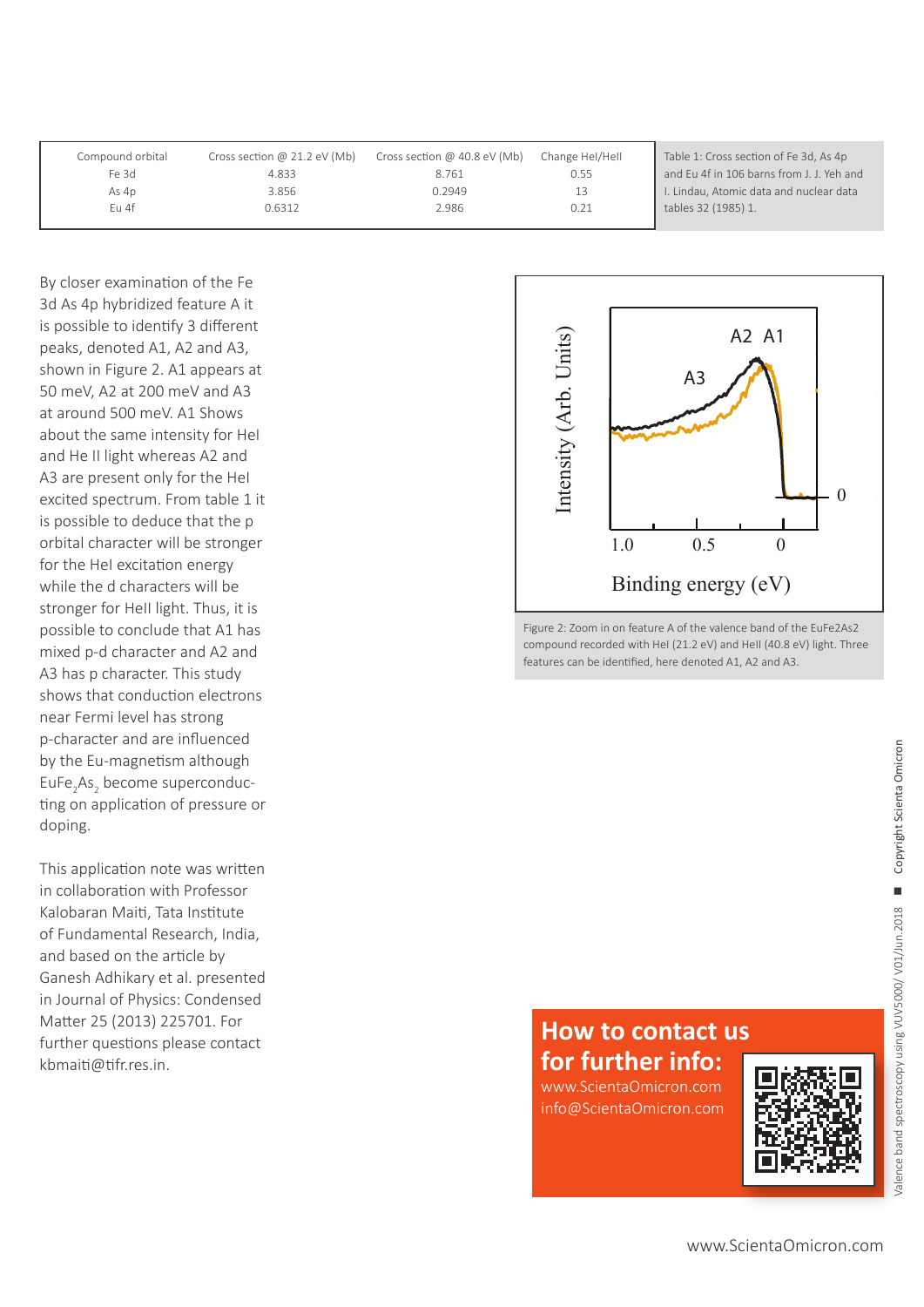| Compound orbital | Cross section @ 21.2 eV (Mb) | Cross section @ 40.8 eV (Mb) | Change HeI/HeII |
|---|---|---|---|
| Fe 3d | 4.833 | 8.761 | 0.55 |
| As 4p | 3.856 | 0.2949 | 13 |
| Eu 4f | 0.6312 | 2.986 | 0.21 |

Table 1: Cross section of Fe 3d, As 4p and Eu 4f in 106 barns from J. J. Yeh and I. Lindau, Atomic data and nuclear data tables 32 (1985) 1.

By closer examination of the Fe 3d As 4p hybridized feature A it is possible to identify 3 different peaks, denoted A1, A2 and A3, shown in Figure 2. A1 appears at 50 meV, A2 at 200 meV and A3 at around 500 meV. A1 Shows about the same intensity for HeI and He II light whereas A2 and A3 are present only for the HeI excited spectrum. From table 1 it is possible to deduce that the p orbital character will be stronger for the HeI excitation energy while the d characters will be stronger for HeII light. Thus, it is possible to conclude that A1 has mixed p-d character and A2 and A3 has p character. This study shows that conduction electrons near Fermi level has strong p-character and are influenced by the Eu-magnetism although $EuFe_2As_2$ become superconducting on application of pressure or doping.

This application note was written in collaboration with Professor Kalobaran Maiti, Tata Institute of Fundamental Research, India, and based on the article by Ganesh Adhikary et al. presented in Journal of Physics: Condensed Matter 25 (2013) 225701. For further questions please contact kbmaiti@tifr.res.in.

Intensity (Arb. Units)
A2 A1
A3
0
1.0
0.5
0
Binding energy (eV)

Figure 2: Zoom in on feature A of the valence band of the EuFe2As2 compound recorded with HeI (21.2 eV) and HeII (40.8 eV) light. Three features can be identified, here denoted A1, A2 and A3.

## How to contact us for further info:

www.ScientaOmicron.com
info@ScientaOmicron.com

Valence band spectroscopy using VUV5000/ V01/Jun.2018 ■ Copyright Scienta Omicron